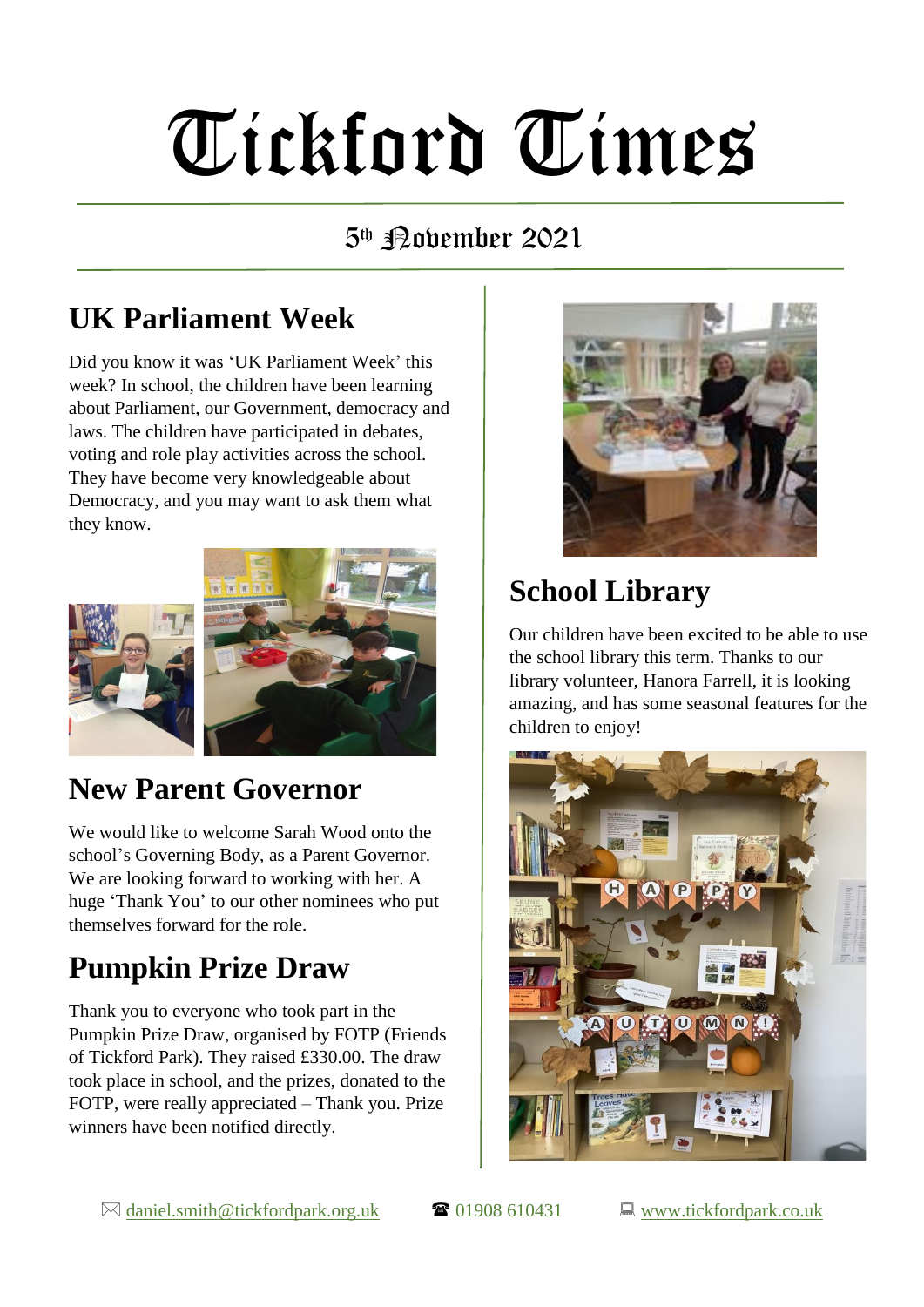# Tickford Times

5th November 2021

## UK Parliament Week

Did you know it was 'UK Parliament Week' this week? In school, the children have been learning about Parliament, our Government, democracy and laws. The children have participated in debates, voting and role play activities across the school. They have become very knowledgeable about Democracy, and you may want to ask them what they know.

## New Parent Governor

We would like to welcome Sarah Wood onto the school's Governing Body, as a Parent Governor. We are looking forward to working with her. A huge 'Thank You' to our other nominees who put themselves forward for the role.

## Pumpkin Prize Draw

Thank you to everyone who took part in the Pumpkin Prize Draw, organised by FOTP (Friends of Tickford Park). They raised £330.00. The draw took place in school, and the prizes, donated to the FOTP, were really appreciated – Thank you. Prize winners have been notified directly.

## School Library

Our children have been excited to be able to use the school library this term. Thanks to our library volunteer, Hanora Farrell, it is looking amazing, and has some seasonal features for the children to enjoy!

✉ daniel.smith@tickfordpark.org.uk ☎ 01908 610431 💻 www.tickfordpark.co.uk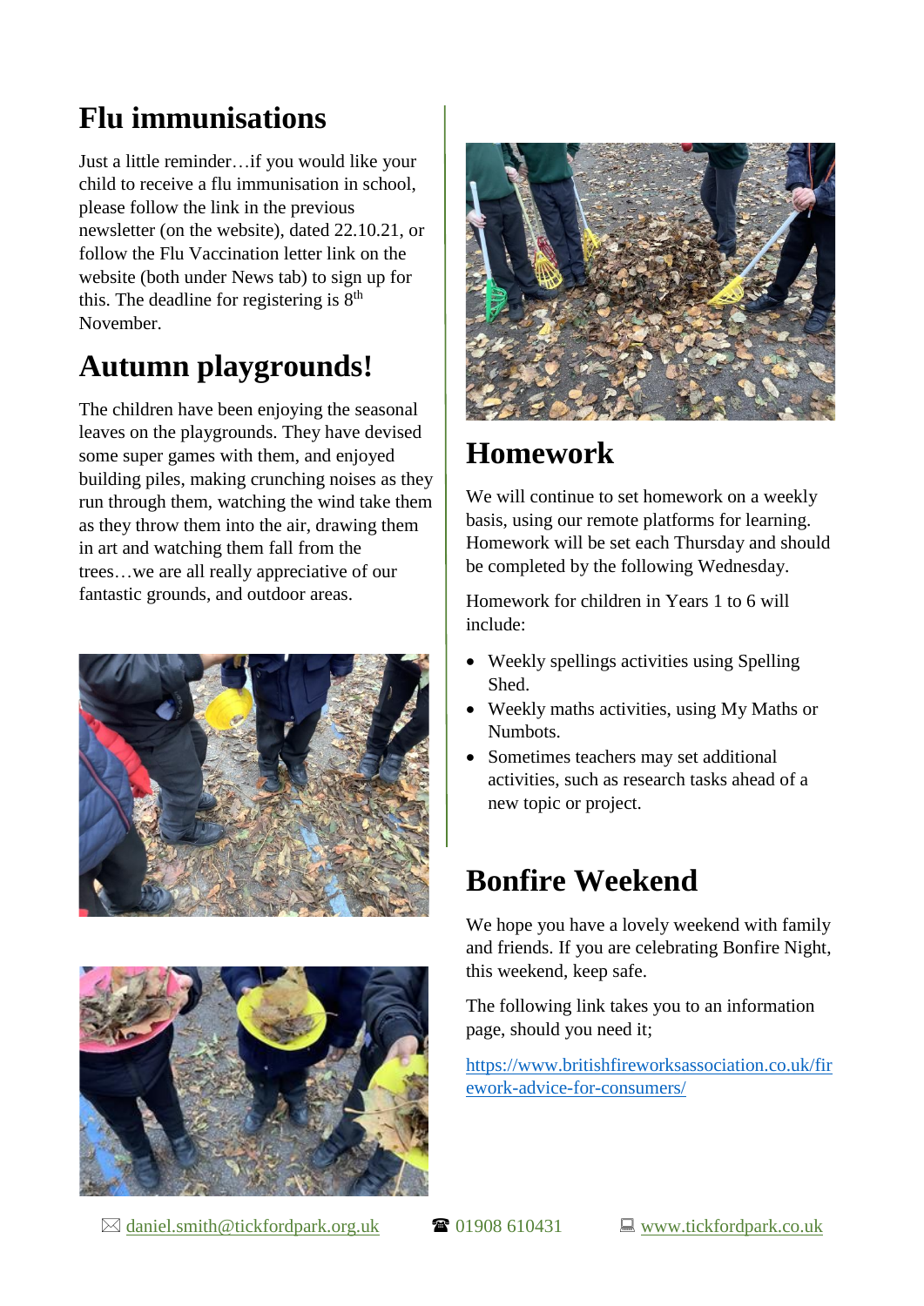# Flu immunisations

Just a little reminder…if you would like your child to receive a flu immunisation in school, please follow the link in the previous newsletter (on the website), dated 22.10.21, or follow the Flu Vaccination letter link on the website (both under News tab) to sign up for this. The deadline for registering is 8th November.

# Autumn playgrounds!

The children have been enjoying the seasonal leaves on the playgrounds. They have devised some super games with them, and enjoyed building piles, making crunching noises as they run through them, watching the wind take them as they throw them into the air, drawing them in art and watching them fall from the trees…we are all really appreciative of our fantastic grounds, and outdoor areas.

# Homework

We will continue to set homework on a weekly basis, using our remote platforms for learning. Homework will be set each Thursday and should be completed by the following Wednesday.

Homework for children in Years 1 to 6 will include:

- Weekly spellings activities using Spelling Shed.
- Weekly maths activities, using My Maths or Numbots.
- Sometimes teachers may set additional activities, such as research tasks ahead of a new topic or project.

# Bonfire Weekend

We hope you have a lovely weekend with family and friends. If you are celebrating Bonfire Night, this weekend, keep safe.

The following link takes you to an information page, should you need it;

https://www.britishfireworksassociation.co.uk/firework-advice-for-consumers/